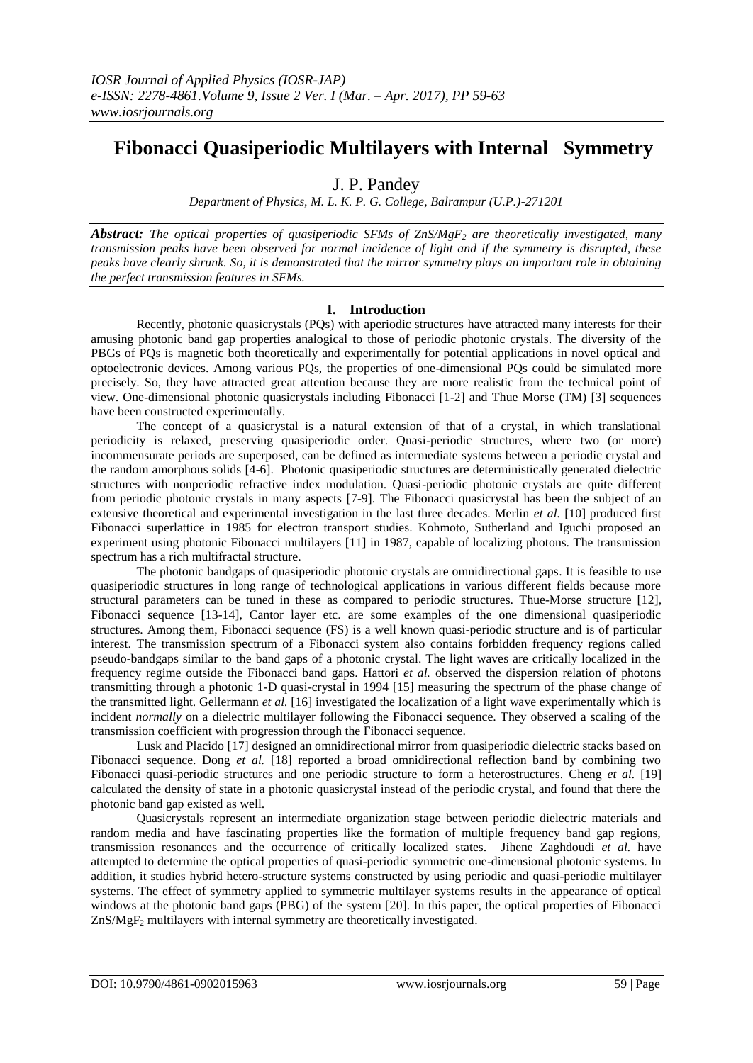# Fibonacci Quasiperiodic Multilayers with Internal Symmetry

J. P. Pandey

*Department of Physics, M. L. K. P. G. College, Balrampur (U.P.)-271201*

***Abstract:*** *The optical properties of quasiperiodic SFMs of ZnS/MgF$_2$ are theoretically investigated, many transmission peaks have been observed for normal incidence of light and if the symmetry is disrupted, these peaks have clearly shrunk. So, it is demonstrated that the mirror symmetry plays an important role in obtaining the perfect transmission features in SFMs.*

## I. Introduction

Recently, photonic quasicrystals (PQs) with aperiodic structures have attracted many interests for their amusing photonic band gap properties analogical to those of periodic photonic crystals. The diversity of the PBGs of PQs is magnetic both theoretically and experimentally for potential applications in novel optical and optoelectronic devices. Among various PQs, the properties of one-dimensional PQs could be simulated more precisely. So, they have attracted great attention because they are more realistic from the technical point of view. One-dimensional photonic quasicrystals including Fibonacci [1-2] and Thue Morse (TM) [3] sequences have been constructed experimentally.

The concept of a quasicrystal is a natural extension of that of a crystal, in which translational periodicity is relaxed, preserving quasiperiodic order. Quasi-periodic structures, where two (or more) incommensurate periods are superposed, can be defined as intermediate systems between a periodic crystal and the random amorphous solids [4-6]. Photonic quasiperiodic structures are deterministically generated dielectric structures with nonperiodic refractive index modulation. Quasi-periodic photonic crystals are quite different from periodic photonic crystals in many aspects [7-9]. The Fibonacci quasicrystal has been the subject of an extensive theoretical and experimental investigation in the last three decades. Merlin *et al.* [10] produced first Fibonacci superlattice in 1985 for electron transport studies. Kohmoto, Sutherland and Iguchi proposed an experiment using photonic Fibonacci multilayers [11] in 1987, capable of localizing photons. The transmission spectrum has a rich multifractal structure.

The photonic bandgaps of quasiperiodic photonic crystals are omnidirectional gaps. It is feasible to use quasiperiodic structures in long range of technological applications in various different fields because more structural parameters can be tuned in these as compared to periodic structures. Thue-Morse structure [12], Fibonacci sequence [13-14], Cantor layer etc. are some examples of the one dimensional quasiperiodic structures. Among them, Fibonacci sequence (FS) is a well known quasi-periodic structure and is of particular interest. The transmission spectrum of a Fibonacci system also contains forbidden frequency regions called pseudo-bandgaps similar to the band gaps of a photonic crystal. The light waves are critically localized in the frequency regime outside the Fibonacci band gaps. Hattori *et al.* observed the dispersion relation of photons transmitting through a photonic 1-D quasi-crystal in 1994 [15] measuring the spectrum of the phase change of the transmitted light. Gellermann *et al.* [16] investigated the localization of a light wave experimentally which is incident *normally* on a dielectric multilayer following the Fibonacci sequence. They observed a scaling of the transmission coefficient with progression through the Fibonacci sequence.

Lusk and Placido [17] designed an omnidirectional mirror from quasiperiodic dielectric stacks based on Fibonacci sequence. Dong *et al.* [18] reported a broad omnidirectional reflection band by combining two Fibonacci quasi-periodic structures and one periodic structure to form a heterostructures. Cheng *et al.* [19] calculated the density of state in a photonic quasicrystal instead of the periodic crystal, and found that there the photonic band gap existed as well.

Quasicrystals represent an intermediate organization stage between periodic dielectric materials and random media and have fascinating properties like the formation of multiple frequency band gap regions, transmission resonances and the occurrence of critically localized states. Jihene Zaghdoudi *et al.* have attempted to determine the optical properties of quasi-periodic symmetric one-dimensional photonic systems. In addition, it studies hybrid hetero-structure systems constructed by using periodic and quasi-periodic multilayer systems. The effect of symmetry applied to symmetric multilayer systems results in the appearance of optical windows at the photonic band gaps (PBG) of the system [20]. In this paper, the optical properties of Fibonacci ZnS/MgF$_2$ multilayers with internal symmetry are theoretically investigated.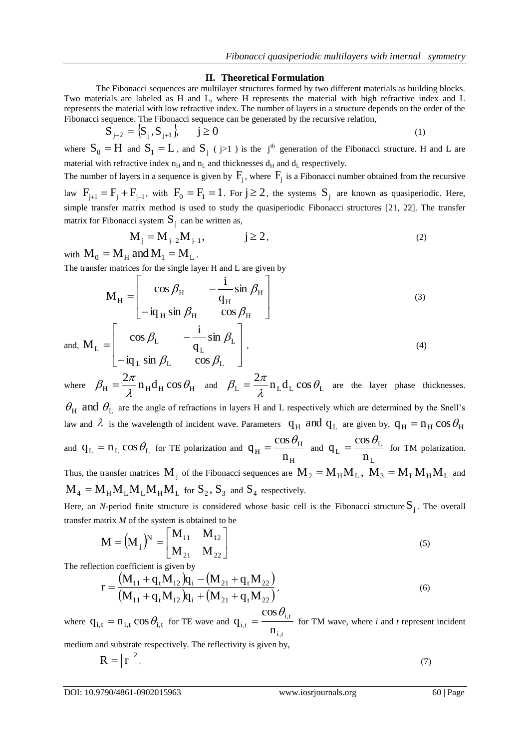## II. Theoretical Formulation

The Fibonacci sequences are multilayer structures formed by two different materials as building blocks. Two materials are labeled as H and L, where H represents the material with high refractive index and L represents the material with low refractive index. The number of layers in a structure depends on the order of the Fibonacci sequence. The Fibonacci sequence can be generated by the recursive relation,

$$S_{j+2} = \{S_j, S_{j+1}\}, \qquad j \geq 0 \tag{1}$$

where $S_0 = H$ and $S_1 = L$, and $S_j$ ( j>1 ) is the $j^{th}$ generation of the Fibonacci structure. H and L are material with refractive index $n_H$ and $n_L$ and thicknesses $d_H$ and $d_L$ respectively.

The number of layers in a sequence is given by $F_j$, where $F_j$ is a Fibonacci number obtained from the recursive law $F_{j+1} = F_j + F_{j-1}$, with $F_0 = F_1 = 1$. For $j \geq 2$, the systems $S_j$ are known as quasiperiodic. Here, simple transfer matrix method is used to study the quasiperiodic Fibonacci structures [21, 22]. The transfer matrix for Fibonacci system $S_j$ can be written as,

$$M_j = M_{j-2} M_{j-1}, \qquad j \geq 2, \tag{2}$$

with $M_0 = M_H$ and $M_1 = M_L$.

The transfer matrices for the single layer H and L are given by

$$M_H = \begin{bmatrix} \cos\beta_H & -\dfrac{i}{q_H}\sin\beta_H \\ -iq_H \sin\beta_H & \cos\beta_H \end{bmatrix} \tag{3}$$

and, $$M_L = \begin{bmatrix} \cos\beta_L & -\dfrac{i}{q_L}\sin\beta_L \\ -iq_L \sin\beta_L & \cos\beta_L \end{bmatrix}, \tag{4}$$

where $\beta_H = \dfrac{2\pi}{\lambda} n_H d_H \cos\theta_H$ and $\beta_L = \dfrac{2\pi}{\lambda} n_L d_L \cos\theta_L$ are the layer phase thicknesses. $\theta_H$ and $\theta_L$ are the angle of refractions in layers H and L respectively which are determined by the Snell's law and $\lambda$ is the wavelength of incident wave. Parameters $q_H$ and $q_L$ are given by, $q_H = n_H \cos\theta_H$ and $q_L = n_L \cos\theta_L$ for TE polarization and $q_H = \dfrac{\cos\theta_H}{n_H}$ and $q_L = \dfrac{\cos\theta_L}{n_L}$ for TM polarization.

Thus, the transfer matrices $M_j$ of the Fibonacci sequences are $M_2 = M_H M_L$, $M_3 = M_L M_H M_L$ and $M_4 = M_H M_L M_L M_H M_L$ for $S_2$, $S_3$ and $S_4$ respectively.

Here, an *N*-period finite structure is considered whose basic cell is the Fibonacci structure $S_j$. The overall transfer matrix *M* of the system is obtained to be

$$M = (M_j)^N = \begin{bmatrix} M_{11} & M_{12} \\ M_{21} & M_{22} \end{bmatrix} \tag{5}$$

The reflection coefficient is given by

$$r = \frac{(M_{11} + q_t M_{12})q_i - (M_{21} + q_t M_{22})}{(M_{11} + q_t M_{12})q_i + (M_{21} + q_t M_{22})}, \tag{6}$$

where $q_{i,t} = n_{i,t}\cos\theta_{i,t}$ for TE wave and $q_{i,t} = \dfrac{\cos\theta_{i,t}}{n_{i,t}}$ for TM wave, where *i* and *t* represent incident medium and substrate respectively. The reflectivity is given by,

$$R = |r|^2. \tag{7}$$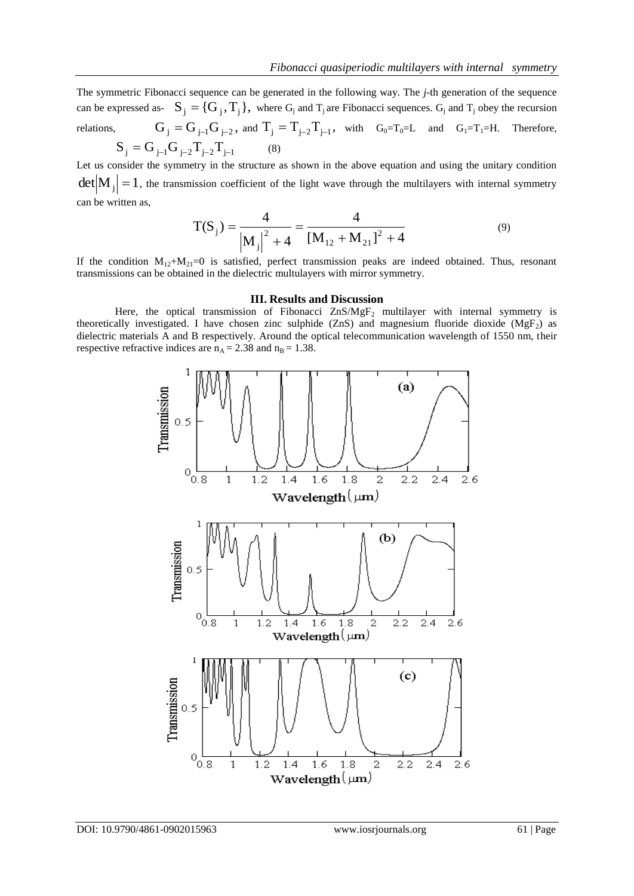The symmetric Fibonacci sequence can be generated in the following way. The *j*-th generation of the sequence can be expressed as- $S_j = \{G_j, T_j\}$, where $G_j$ and $T_j$ are Fibonacci sequences. $G_j$ and $T_j$ obey the recursion relations, $G_j = G_{j-1}G_{j-2}$, and $T_j = T_{j-2}T_{j-1}$, with $G_0=T_0=L$ and $G_1=T_1=H$. Therefore,

$$S_j = G_{j-1}G_{j-2}T_{j-2}T_{j-1} \quad (8)$$

Let us consider the symmetry in the structure as shown in the above equation and using the unitary condition $\det|M_j| = 1$, the transmission coefficient of the light wave through the multilayers with internal symmetry can be written as,

$$T(S_j) = \frac{4}{|M_j|^2 + 4} = \frac{4}{[M_{12} + M_{21}]^2 + 4} \quad (9)$$

If the condition $M_{12}+M_{21}=0$ is satisfied, perfect transmission peaks are indeed obtained. Thus, resonant transmissions can be obtained in the dielectric multilayers with mirror symmetry.

## III. Results and Discussion

Here, the optical transmission of Fibonacci $ZnS/MgF_2$ multilayer with internal symmetry is theoretically investigated. I have chosen zinc sulphide (ZnS) and magnesium fluoride dioxide ($MgF_2$) as dielectric materials A and B respectively. Around the optical telecommunication wavelength of 1550 nm, their respective refractive indices are $n_A = 2.38$ and $n_B = 1.38$.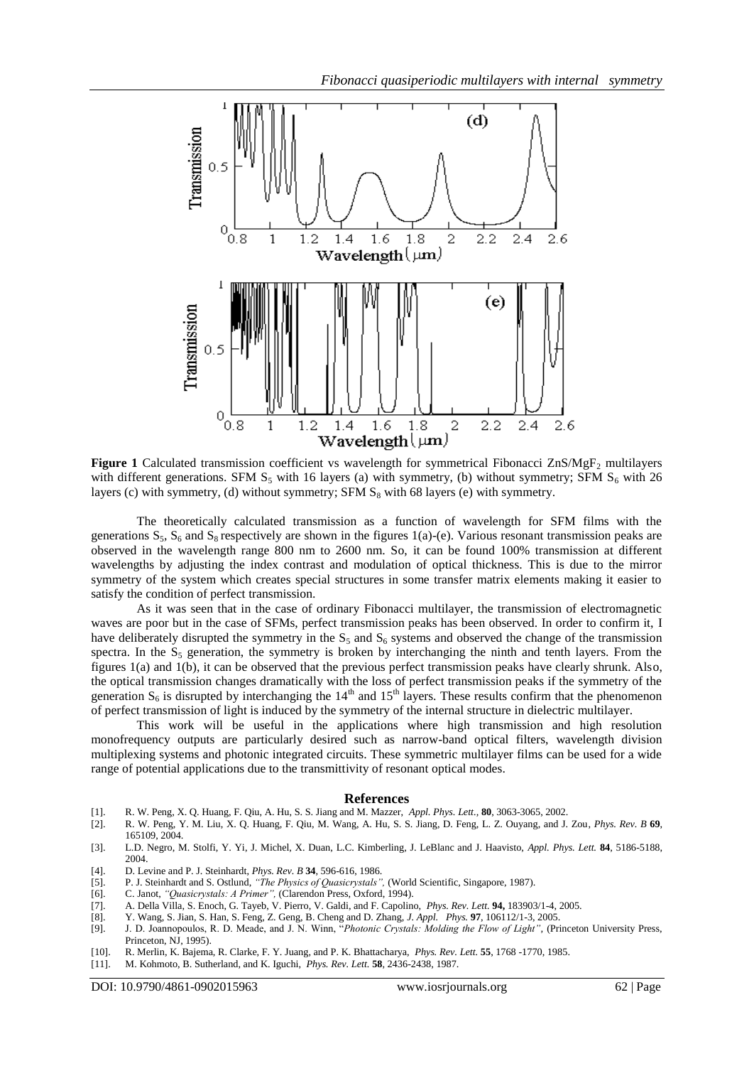**Figure 1** Calculated transmission coefficient vs wavelength for symmetrical Fibonacci $ZnS/MgF_2$ multilayers with different generations. SFM $S_5$ with 16 layers (a) with symmetry, (b) without symmetry; SFM $S_6$ with 26 layers (c) with symmetry, (d) without symmetry; SFM $S_8$ with 68 layers (e) with symmetry.

The theoretically calculated transmission as a function of wavelength for SFM films with the generations $S_5$, $S_6$ and $S_8$ respectively are shown in the figures 1(a)-(e). Various resonant transmission peaks are observed in the wavelength range 800 nm to 2600 nm. So, it can be found 100% transmission at different wavelengths by adjusting the index contrast and modulation of optical thickness. This is due to the mirror symmetry of the system which creates special structures in some transfer matrix elements making it easier to satisfy the condition of perfect transmission.

As it was seen that in the case of ordinary Fibonacci multilayer, the transmission of electromagnetic waves are poor but in the case of SFMs, perfect transmission peaks has been observed. In order to confirm it, I have deliberately disrupted the symmetry in the $S_5$ and $S_6$ systems and observed the change of the transmission spectra. In the $S_5$ generation, the symmetry is broken by interchanging the ninth and tenth layers. From the figures 1(a) and 1(b), it can be observed that the previous perfect transmission peaks have clearly shrunk. Also, the optical transmission changes dramatically with the loss of perfect transmission peaks if the symmetry of the generation $S_6$ is disrupted by interchanging the $14^{th}$ and $15^{th}$ layers. These results confirm that the phenomenon of perfect transmission of light is induced by the symmetry of the internal structure in dielectric multilayer.

This work will be useful in the applications where high transmission and high resolution monofrequency outputs are particularly desired such as narrow-band optical filters, wavelength division multiplexing systems and photonic integrated circuits. These symmetric multilayer films can be used for a wide range of potential applications due to the transmittivity of resonant optical modes.

## References

[1]. R. W. Peng, X. Q. Huang, F. Qiu, A. Hu, S. S. Jiang and M. Mazzer, *Appl. Phys. Lett.*, **80**, 3063-3065, 2002.

[2]. R. W. Peng, Y. M. Liu, X. Q. Huang, F. Qiu, M. Wang, A. Hu, S. S. Jiang, D. Feng, L. Z. Ouyang, and J. Zou, *Phys. Rev. B* **69**, 165109, 2004.

[3]. L.D. Negro, M. Stolfi, Y. Yi, J. Michel, X. Duan, L.C. Kimberling, J. LeBlanc and J. Haavisto, *Appl. Phys. Lett.* **84**, 5186-5188, 2004.

[4]. D. Levine and P. J. Steinhardt, *Phys. Rev. B* **34**, 596-616, 1986.

[5]. P. J. Steinhardt and S. Ostlund, *"The Physics of Quasicrystals",* (World Scientific, Singapore, 1987).

[6]. C. Janot, *"Quasicrystals: A Primer",* (Clarendon Press, Oxford, 1994).

[7]. A. Della Villa, S. Enoch, G. Tayeb, V. Pierro, V. Galdi, and F. Capolino, *Phys. Rev. Lett.* **94,** 183903/1-4, 2005.

[8]. Y. Wang, S. Jian, S. Han, S. Feng, Z. Geng, B. Cheng and D. Zhang, *J. Appl. Phys.* **97**, 106112/1-3, 2005.

[9]. J. D. Joannopoulos, R. D. Meade, and J. N. Winn, "*Photonic Crystals: Molding the Flow of Light"*, (Princeton University Press, Princeton, NJ, 1995).

[10]. R. Merlin, K. Bajema, R. Clarke, F. Y. Juang, and P. K. Bhattacharya, *Phys. Rev. Lett.* **55**, 1768 -1770, 1985.

[11]. M. Kohmoto, B. Sutherland, and K. Iguchi, *Phys. Rev. Lett.* **58**, 2436-2438, 1987.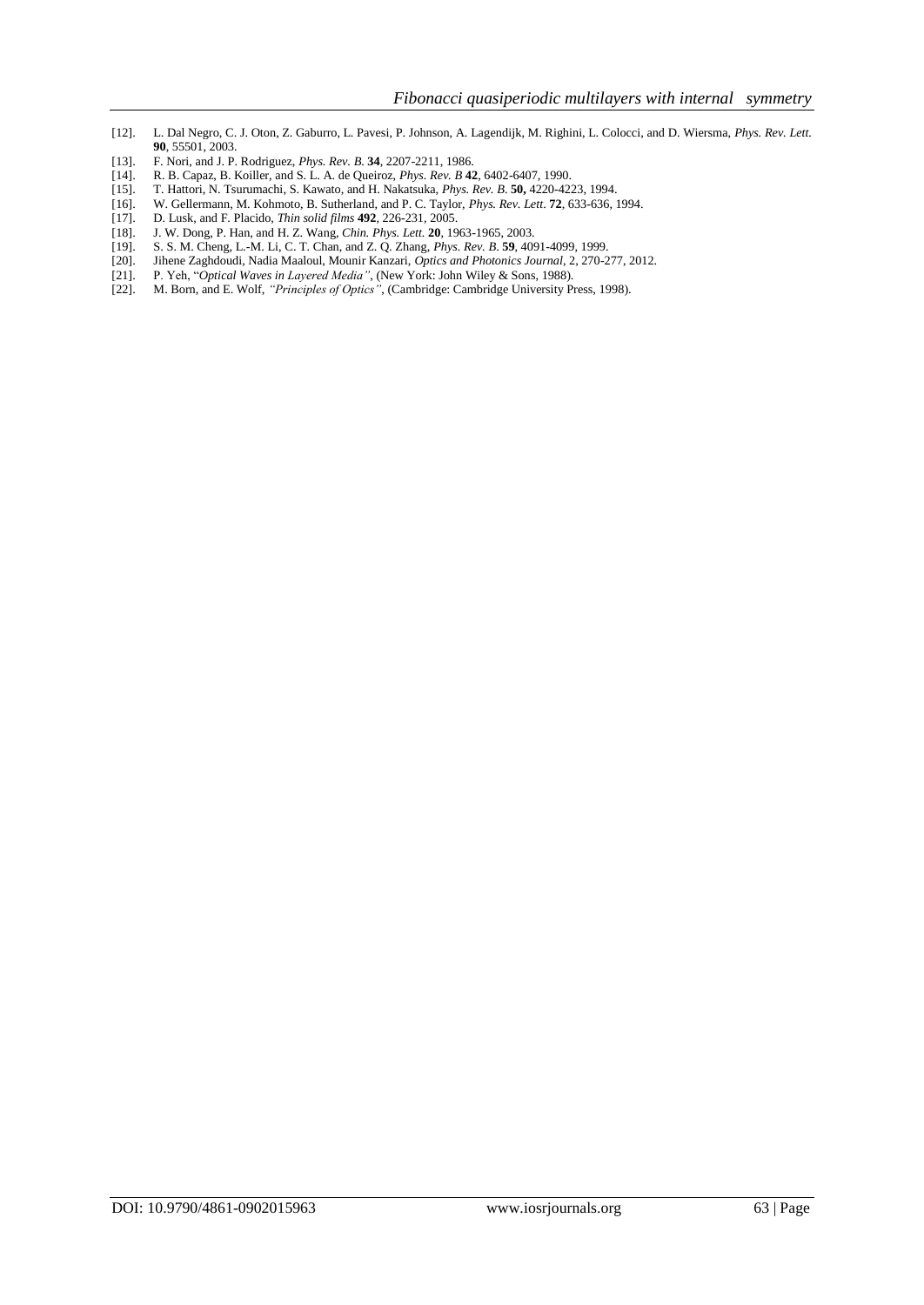[12]. L. Dal Negro, C. J. Oton, Z. Gaburro, L. Pavesi, P. Johnson, A. Lagendijk, M. Righini, L. Colocci, and D. Wiersma, *Phys. Rev. Lett.* **90**, 55501, 2003.

[13]. F. Nori, and J. P. Rodriguez, *Phys. Rev. B.* **34**, 2207-2211, 1986.

[14]. R. B. Capaz, B. Koiller, and S. L. A. de Queiroz, *Phys. Rev. B* **42**, 6402-6407, 1990.

[15]. T. Hattori, N. Tsurumachi, S. Kawato, and H. Nakatsuka, *Phys. Rev. B.* **50,** 4220-4223, 1994.

[16]. W. Gellermann, M. Kohmoto, B. Sutherland, and P. C. Taylor, *Phys. Rev. Lett.* **72**, 633-636, 1994.

[17]. D. Lusk, and F. Placido, *Thin solid films* **492**, 226-231, 2005.

[18]. J. W. Dong, P. Han, and H. Z. Wang, *Chin. Phys. Lett.* **20**, 1963-1965, 2003.

[19]. S. S. M. Cheng, L.-M. Li, C. T. Chan, and Z. Q. Zhang, *Phys. Rev. B.* **59**, 4091-4099, 1999.

[20]. Jihene Zaghdoudi, Nadia Maaloul, Mounir Kanzari, *Optics and Photonics Journal*, 2, 270-277, 2012.

[21]. P. Yeh, "*Optical Waves in Layered Media"*, (New York: John Wiley & Sons, 1988).

[22]. M. Born, and E. Wolf, *"Principles of Optics"*, (Cambridge: Cambridge University Press, 1998).